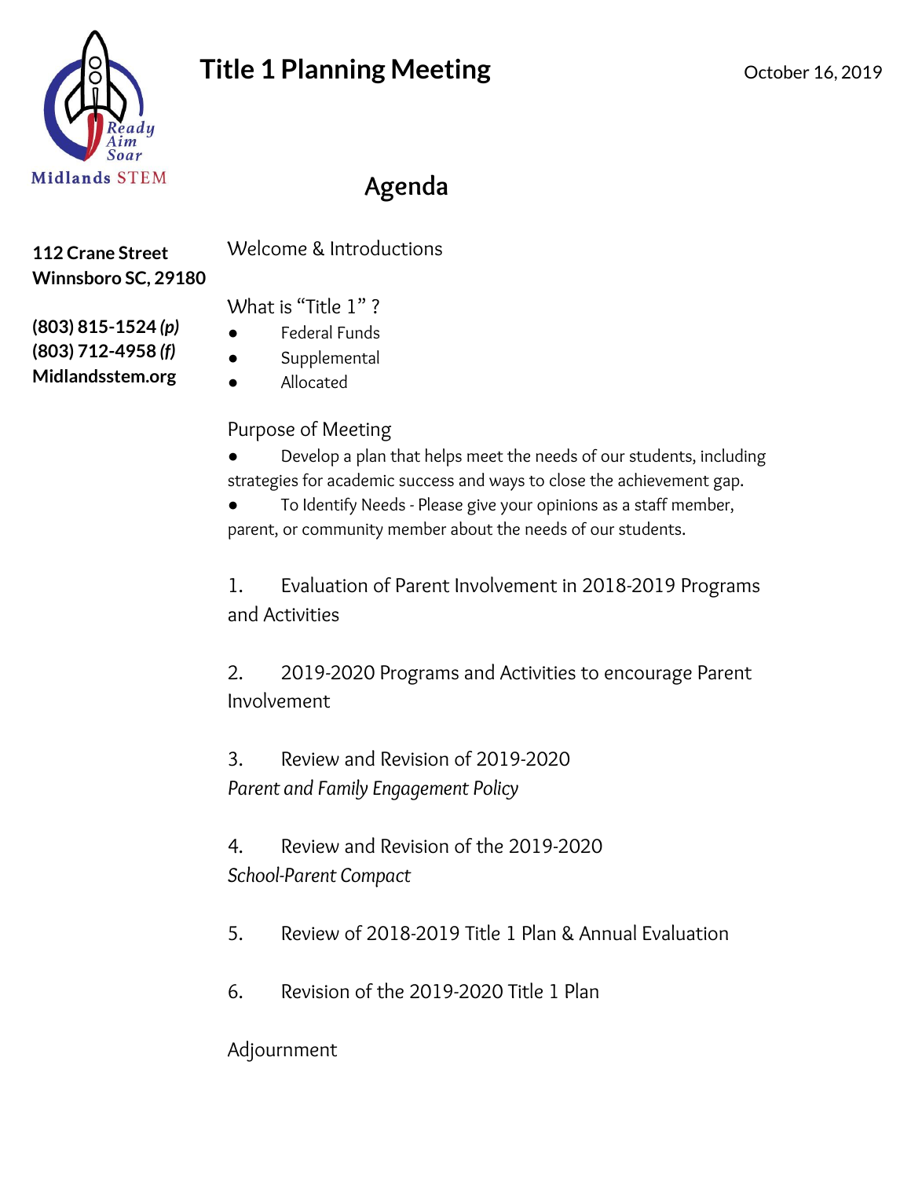Ready Aim Soar
Midlands STEM

# Title 1 Planning Meeting

October 16, 2019

## Agenda

**112 Crane Street**
**Winnsboro SC, 29180**

**(803) 815-1524** ***(p)***
**(803) 712-4958** ***(f)***
**Midlandsstem.org**

Welcome & Introductions

What is "Title 1" ?

- Federal Funds
- Supplemental
- Allocated

Purpose of Meeting

- Develop a plan that helps meet the needs of our students, including strategies for academic success and ways to close the achievement gap.
- To Identify Needs - Please give your opinions as a staff member, parent, or community member about the needs of our students.

1. Evaluation of Parent Involvement in 2018-2019 Programs and Activities

2. 2019-2020 Programs and Activities to encourage Parent Involvement

3. Review and Revision of 2019-2020 *Parent and Family Engagement Policy*

4. Review and Revision of the 2019-2020 *School-Parent Compact*

5. Review of 2018-2019 Title 1 Plan & Annual Evaluation

6. Revision of the 2019-2020 Title 1 Plan

Adjournment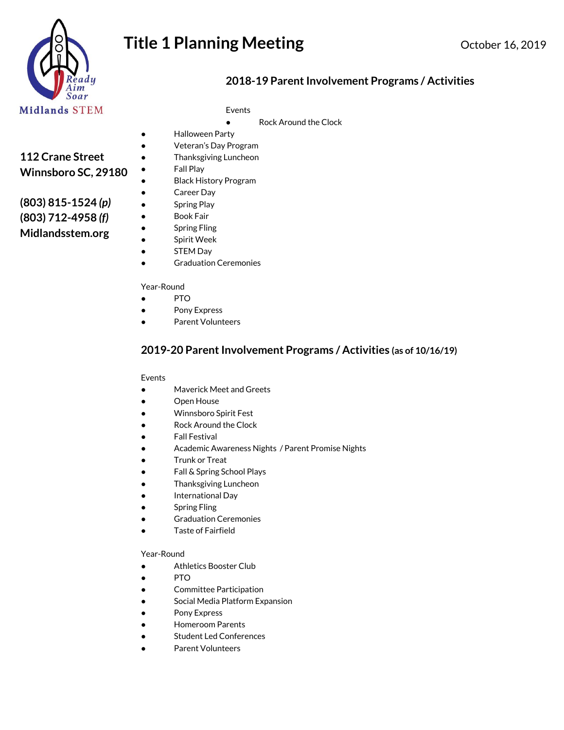# Title 1 Planning Meeting

October 16, 2019

Midlands STEM

112 Crane Street
Winnsboro SC, 29180

(803) 815-1524 *(p)*
(803) 712-4958 *(f)*
Midlandsstem.org

## 2018-19 Parent Involvement Programs / Activities

Events

- Rock Around the Clock
- Halloween Party
- Veteran's Day Program
- Thanksgiving Luncheon
- Fall Play
- Black History Program
- Career Day
- Spring Play
- Book Fair
- Spring Fling
- Spirit Week
- STEM Day
- Graduation Ceremonies

Year-Round

- PTO
- Pony Express
- Parent Volunteers

## 2019-20 Parent Involvement Programs / Activities (as of 10/16/19)

Events

- Maverick Meet and Greets
- Open House
- Winnsboro Spirit Fest
- Rock Around the Clock
- Fall Festival
- Academic Awareness Nights / Parent Promise Nights
- Trunk or Treat
- Fall & Spring School Plays
- Thanksgiving Luncheon
- International Day
- Spring Fling
- Graduation Ceremonies
- Taste of Fairfield

Year-Round

- Athletics Booster Club
- PTO
- Committee Participation
- Social Media Platform Expansion
- Pony Express
- Homeroom Parents
- Student Led Conferences
- Parent Volunteers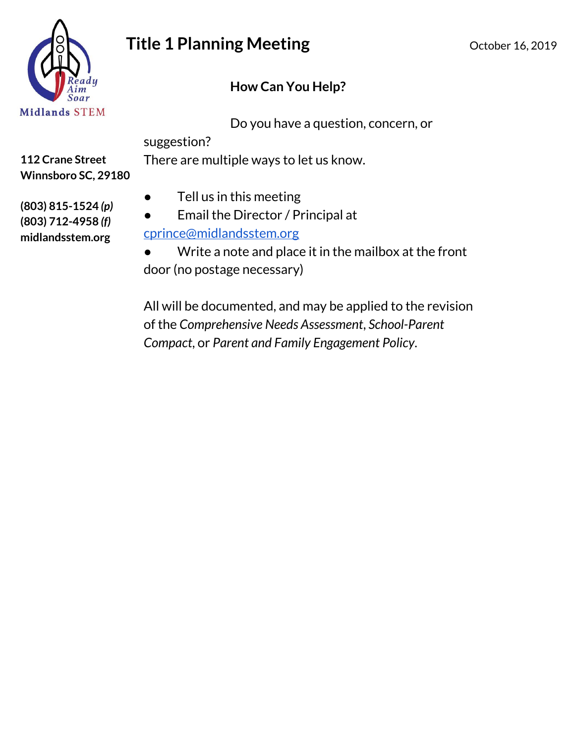# Title 1 Planning Meeting

October 16, 2019

Midlands STEM
Ready Aim Soar

**112 Crane Street**
**Winnsboro SC, 29180**

**(803) 815-1524 *(p)***
**(803) 712-4958 *(f)***
**midlandsstem.org**

### How Can You Help?

Do you have a question, concern, or suggestion?
There are multiple ways to let us know.

- Tell us in this meeting
- Email the Director / Principal at cprince@midlandsstem.org
- Write a note and place it in the mailbox at the front door (no postage necessary)

All will be documented, and may be applied to the revision of the *Comprehensive Needs Assessment*, *School-Parent Compact*, or *Parent and Family Engagement Policy*.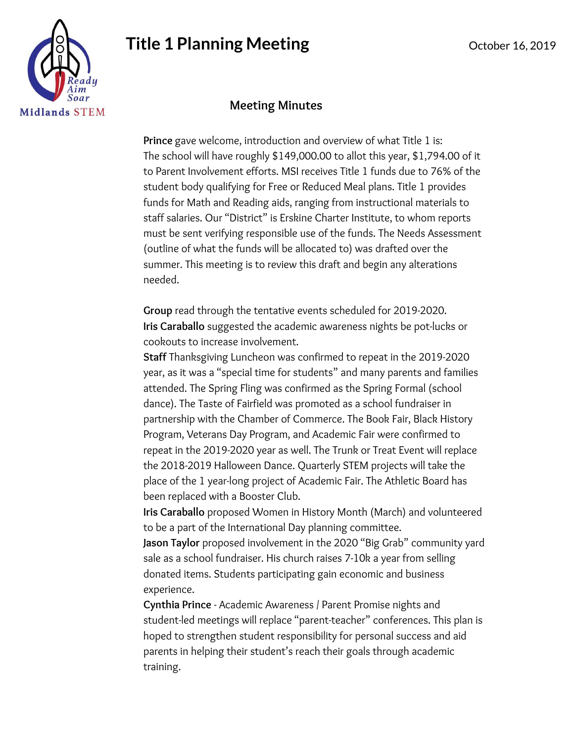# Title 1 Planning Meeting

October 16, 2019

## Meeting Minutes

**Prince** gave welcome, introduction and overview of what Title 1 is: The school will have roughly $149,000.00 to allot this year, $1,794.00 of it to Parent Involvement efforts. MSI receives Title 1 funds due to 76% of the student body qualifying for Free or Reduced Meal plans. Title 1 provides funds for Math and Reading aids, ranging from instructional materials to staff salaries. Our "District" is Erskine Charter Institute, to whom reports must be sent verifying responsible use of the funds. The Needs Assessment (outline of what the funds will be allocated to) was drafted over the summer. This meeting is to review this draft and begin any alterations needed.

**Group** read through the tentative events scheduled for 2019-2020.
**Iris Caraballo** suggested the academic awareness nights be pot-lucks or cookouts to increase involvement.
**Staff** Thanksgiving Luncheon was confirmed to repeat in the 2019-2020 year, as it was a "special time for students" and many parents and families attended. The Spring Fling was confirmed as the Spring Formal (school dance). The Taste of Fairfield was promoted as a school fundraiser in partnership with the Chamber of Commerce. The Book Fair, Black History Program, Veterans Day Program, and Academic Fair were confirmed to repeat in the 2019-2020 year as well. The Trunk or Treat Event will replace the 2018-2019 Halloween Dance. Quarterly STEM projects will take the place of the 1 year-long project of Academic Fair. The Athletic Board has been replaced with a Booster Club.
**Iris Caraballo** proposed Women in History Month (March) and volunteered to be a part of the International Day planning committee.
**Jason Taylor** proposed involvement in the 2020 "Big Grab" community yard sale as a school fundraiser. His church raises 7-10k a year from selling donated items. Students participating gain economic and business experience.
**Cynthia Prince** - Academic Awareness / Parent Promise nights and student-led meetings will replace "parent-teacher" conferences. This plan is hoped to strengthen student responsibility for personal success and aid parents in helping their student's reach their goals through academic training.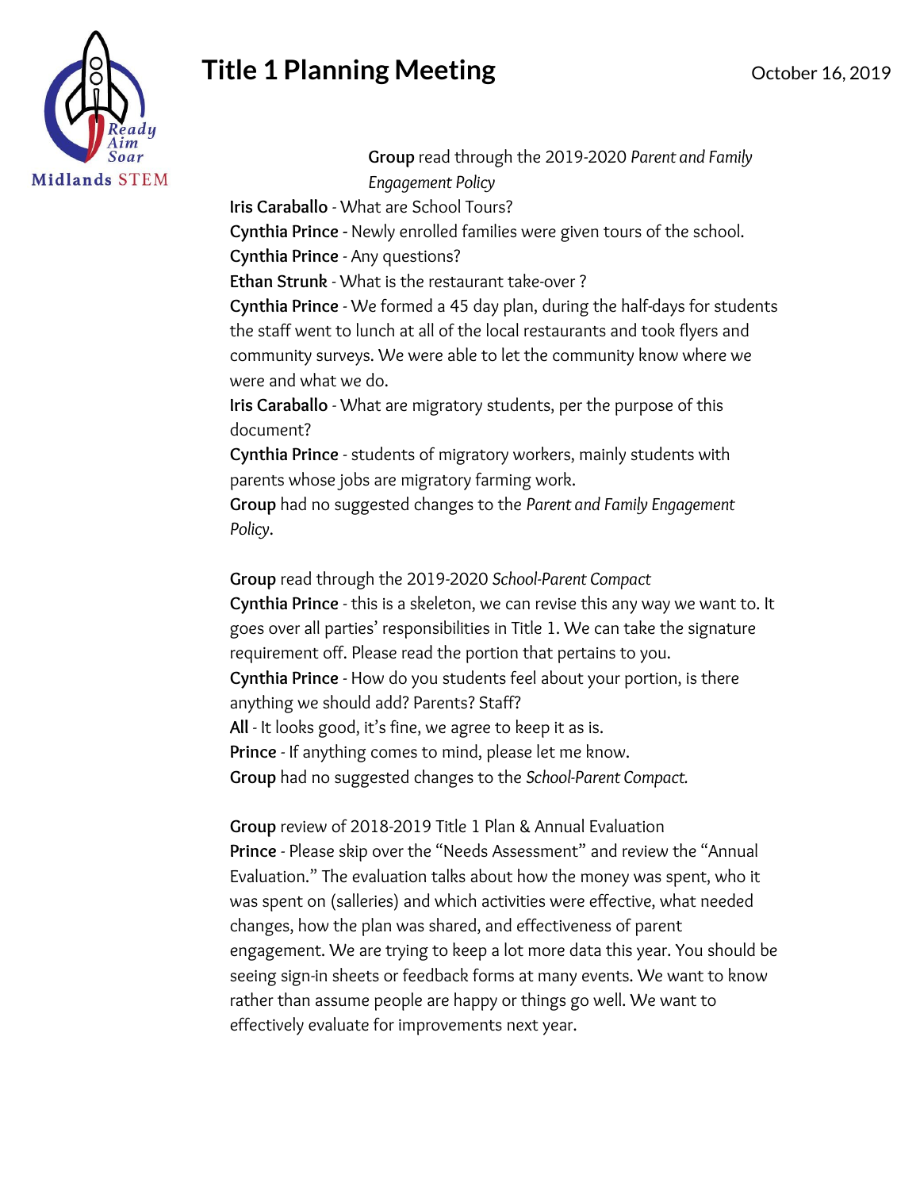# Title 1 Planning Meeting

October 16, 2019

**Group** read through the 2019-2020 *Parent and Family Engagement Policy*

**Iris Caraballo** - What are School Tours?

**Cynthia Prince -** Newly enrolled families were given tours of the school.

**Cynthia Prince** - Any questions?

**Ethan Strunk** - What is the restaurant take-over ?

**Cynthia Prince** - We formed a 45 day plan, during the half-days for students the staff went to lunch at all of the local restaurants and took flyers and community surveys. We were able to let the community know where we were and what we do.

**Iris Caraballo** - What are migratory students, per the purpose of this document?

**Cynthia Prince** - students of migratory workers, mainly students with parents whose jobs are migratory farming work.

**Group** had no suggested changes to the *Parent and Family Engagement Policy*.

**Group** read through the 2019-2020 *School-Parent Compact*

**Cynthia Prince** - this is a skeleton, we can revise this any way we want to. It goes over all parties' responsibilities in Title 1. We can take the signature requirement off. Please read the portion that pertains to you.

**Cynthia Prince** - How do you students feel about your portion, is there anything we should add? Parents? Staff?

**All** - It looks good, it's fine, we agree to keep it as is.

**Prince** - If anything comes to mind, please let me know.

**Group** had no suggested changes to the *School-Parent Compact.*

**Group** review of 2018-2019 Title 1 Plan & Annual Evaluation

**Prince** - Please skip over the "Needs Assessment" and review the "Annual Evaluation." The evaluation talks about how the money was spent, who it was spent on (salleries) and which activities were effective, what needed changes, how the plan was shared, and effectiveness of parent engagement. We are trying to keep a lot more data this year. You should be seeing sign-in sheets or feedback forms at many events. We want to know rather than assume people are happy or things go well. We want to effectively evaluate for improvements next year.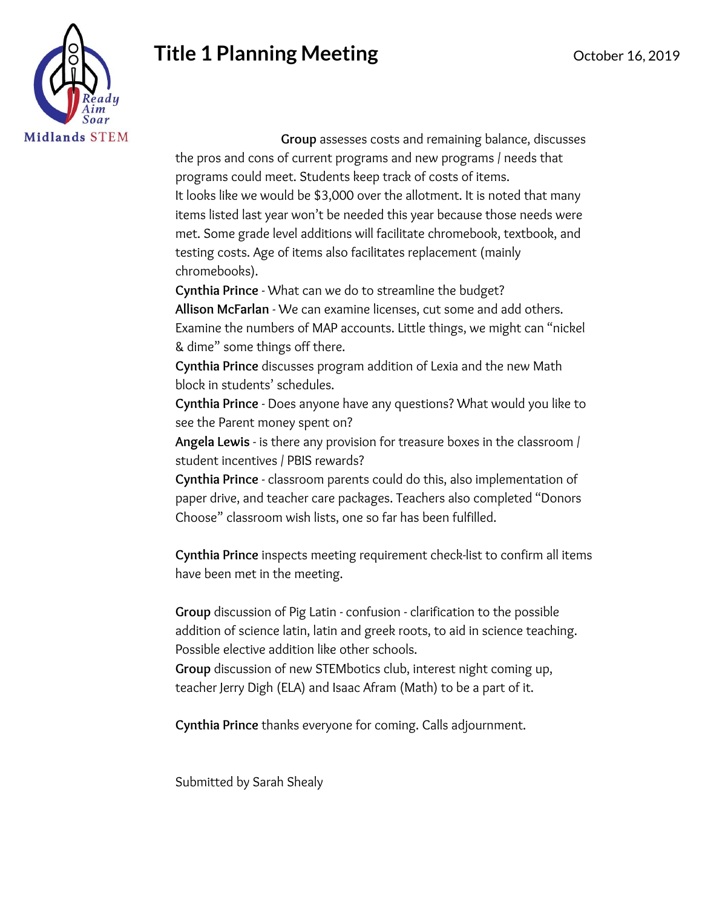Midlands STEM

Ready Aim Soar

# Title 1 Planning Meeting

October 16, 2019

**Group** assesses costs and remaining balance, discusses the pros and cons of current programs and new programs / needs that programs could meet. Students keep track of costs of items. It looks like we would be $3,000 over the allotment. It is noted that many items listed last year won't be needed this year because those needs were met. Some grade level additions will facilitate chromebook, textbook, and testing costs. Age of items also facilitates replacement (mainly chromebooks).

**Cynthia Prince** - What can we do to streamline the budget?

**Allison McFarlan** - We can examine licenses, cut some and add others. Examine the numbers of MAP accounts. Little things, we might can "nickel & dime" some things off there.

**Cynthia Prince** discusses program addition of Lexia and the new Math block in students' schedules.

**Cynthia Prince** - Does anyone have any questions? What would you like to see the Parent money spent on?

**Angela Lewis** - is there any provision for treasure boxes in the classroom / student incentives / PBIS rewards?

**Cynthia Prince** - classroom parents could do this, also implementation of paper drive, and teacher care packages. Teachers also completed "Donors Choose" classroom wish lists, one so far has been fulfilled.

**Cynthia Prince** inspects meeting requirement check-list to confirm all items have been met in the meeting.

**Group** discussion of Pig Latin - confusion - clarification to the possible addition of science latin, latin and greek roots, to aid in science teaching. Possible elective addition like other schools.

**Group** discussion of new STEMbotics club, interest night coming up, teacher Jerry Digh (ELA) and Isaac Afram (Math) to be a part of it.

**Cynthia Prince** thanks everyone for coming. Calls adjournment.

Submitted by Sarah Shealy